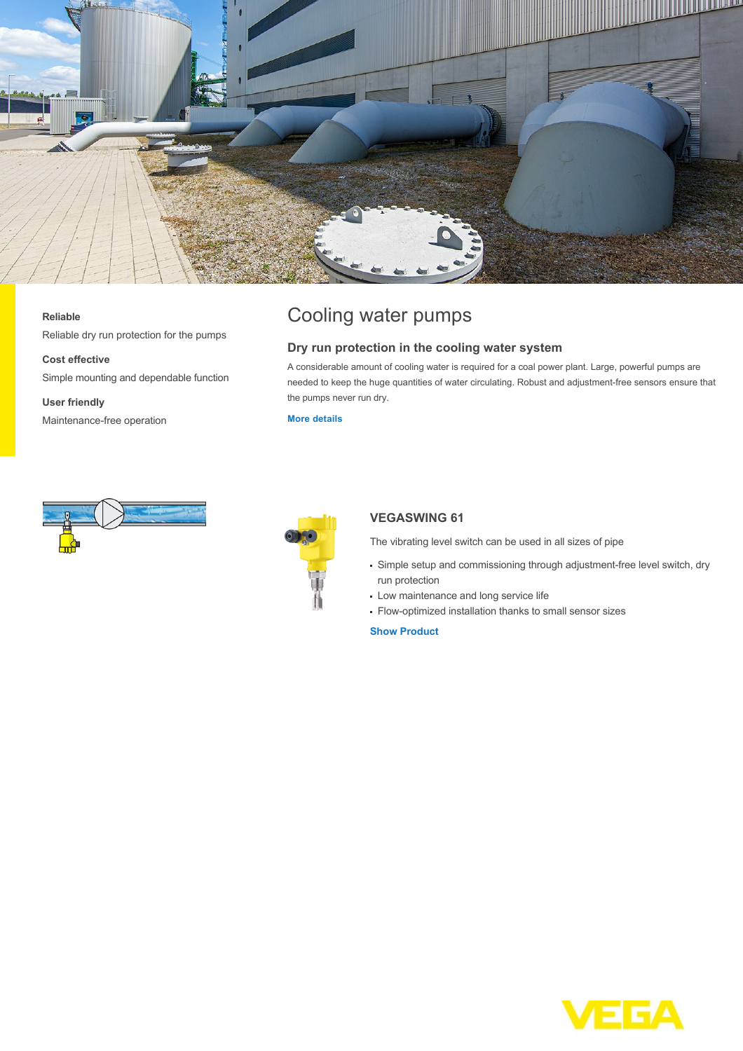# Cooling water pumps

**Reliable**

Reliable dry run protection for the pumps

**Cost effective**

Simple mounting and dependable function

**User friendly**

Maintenance-free operation

## Dry run protection in the cooling water system

A considerable amount of cooling water is required for a coal power plant. Large, powerful pumps are needed to keep the huge quantities of water circulating. Robust and adjustment-free sensors ensure that the pumps never run dry.

More details

### VEGASWING 61

The vibrating level switch can be used in all sizes of pipe

- Simple setup and commissioning through adjustment-free level switch, dry run protection
- Low maintenance and long service life
- Flow-optimized installation thanks to small sensor sizes

Show Product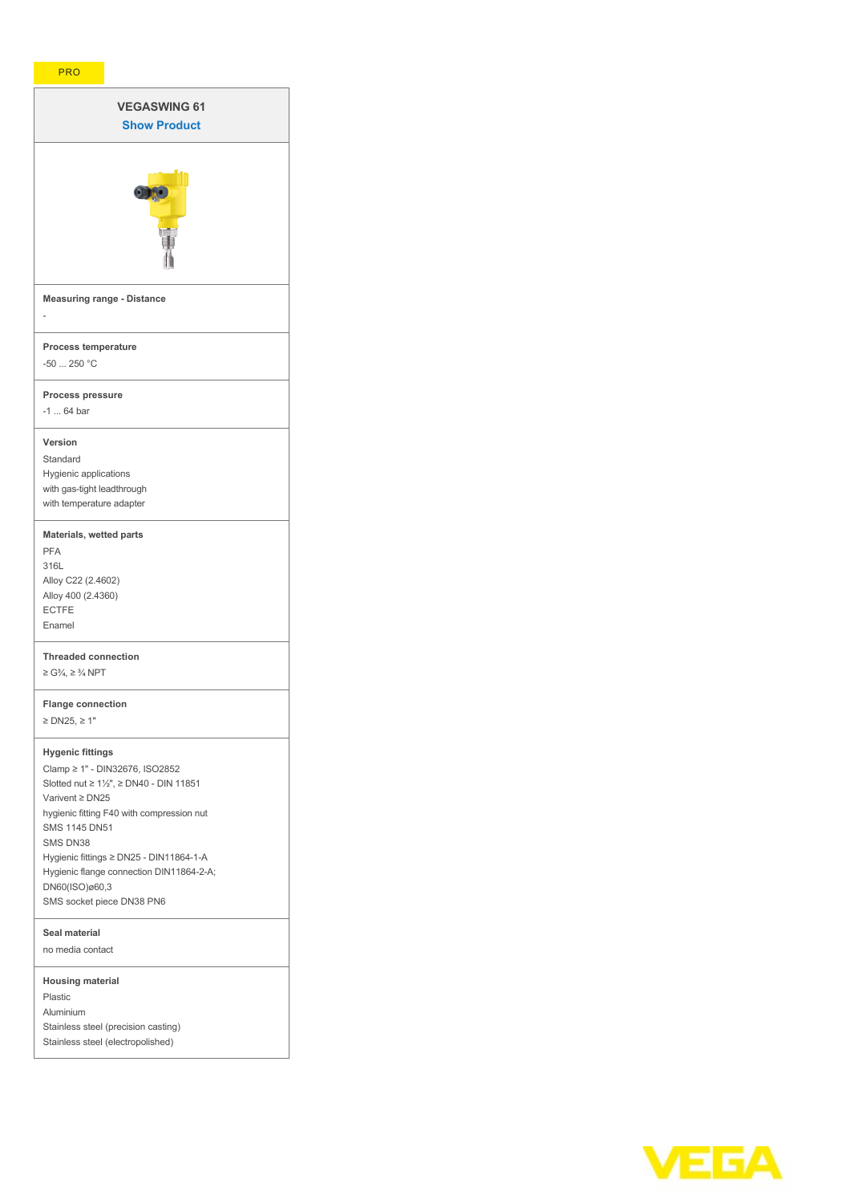PRO

## VEGASWING 61

Show Product

**Measuring range - Distance**

-

**Process temperature**

-50 ... 250 °C

**Process pressure**

-1 ... 64 bar

**Version**

Standard
Hygienic applications
with gas-tight leadthrough
with temperature adapter

**Materials, wetted parts**

PFA
316L
Alloy C22 (2.4602)
Alloy 400 (2.4360)
ECTFE
Enamel

**Threaded connection**

≥ G¾, ≥ ¾ NPT

**Flange connection**

≥ DN25, ≥ 1"

**Hygenic fittings**

Clamp ≥ 1" - DIN32676, ISO2852
Slotted nut ≥ 1½", ≥ DN40 - DIN 11851
Varivent ≥ DN25
hygienic fitting F40 with compression nut
SMS 1145 DN51
SMS DN38
Hygienic fittings ≥ DN25 - DIN11864-1-A
Hygienic flange connection DIN11864-2-A; DN60(ISO)ø60,3
SMS socket piece DN38 PN6

**Seal material**

no media contact

**Housing material**

Plastic
Aluminium
Stainless steel (precision casting)
Stainless steel (electropolished)